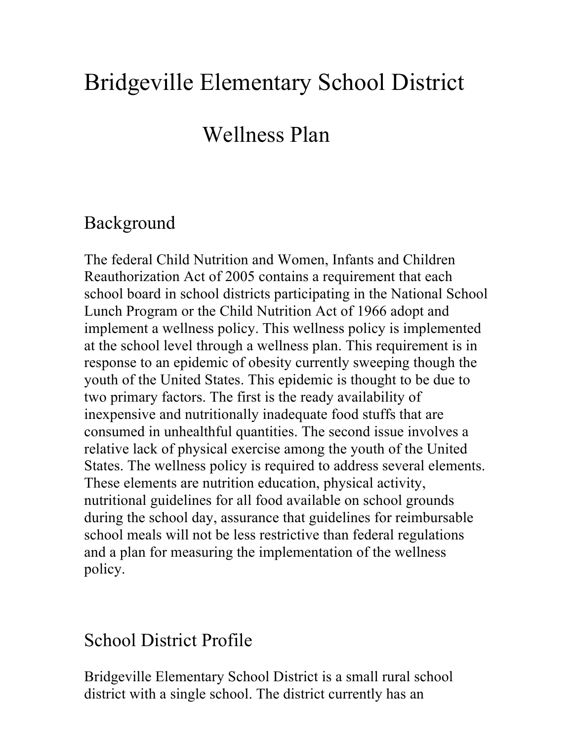# Bridgeville Elementary School District

# Wellness Plan

## Background

The federal Child Nutrition and Women, Infants and Children Reauthorization Act of 2005 contains a requirement that each school board in school districts participating in the National School Lunch Program or the Child Nutrition Act of 1966 adopt and implement a wellness policy. This wellness policy is implemented at the school level through a wellness plan. This requirement is in response to an epidemic of obesity currently sweeping though the youth of the United States. This epidemic is thought to be due to two primary factors. The first is the ready availability of inexpensive and nutritionally inadequate food stuffs that are consumed in unhealthful quantities. The second issue involves a relative lack of physical exercise among the youth of the United States. The wellness policy is required to address several elements. These elements are nutrition education, physical activity, nutritional guidelines for all food available on school grounds during the school day, assurance that guidelines for reimbursable school meals will not be less restrictive than federal regulations and a plan for measuring the implementation of the wellness policy.

## School District Profile

Bridgeville Elementary School District is a small rural school district with a single school. The district currently has an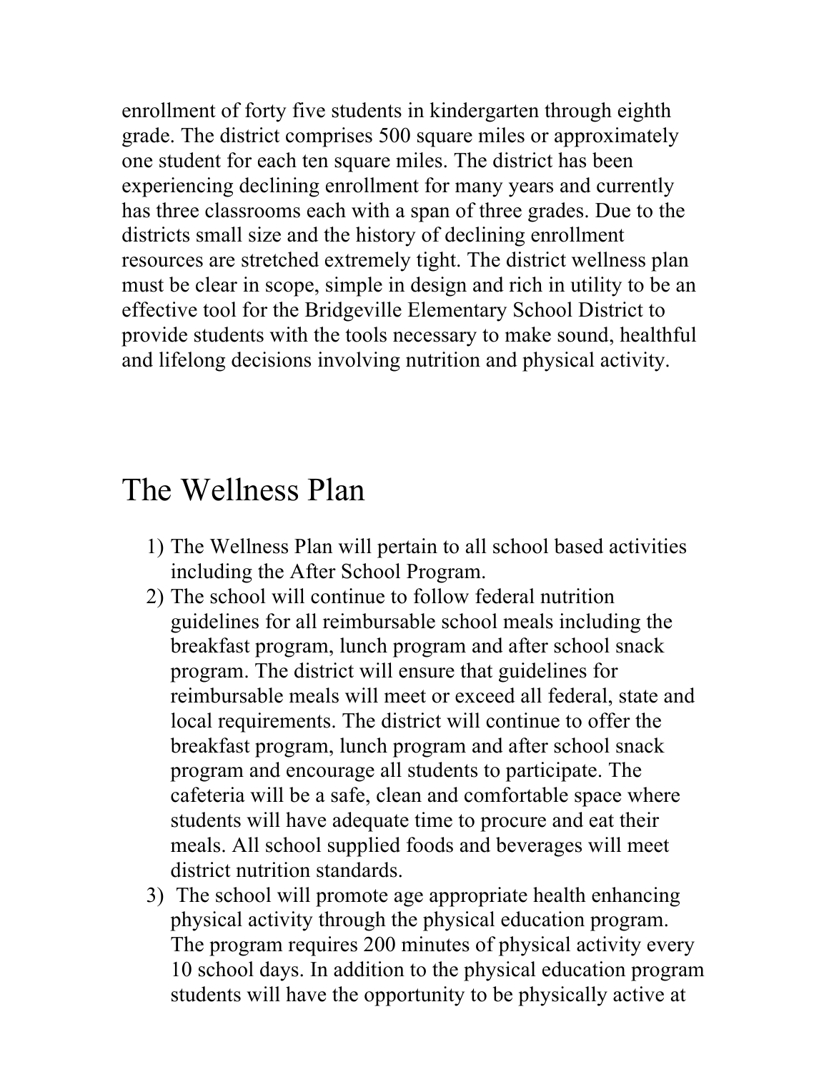enrollment of forty five students in kindergarten through eighth grade. The district comprises 500 square miles or approximately one student for each ten square miles. The district has been experiencing declining enrollment for many years and currently has three classrooms each with a span of three grades. Due to the districts small size and the history of declining enrollment resources are stretched extremely tight. The district wellness plan must be clear in scope, simple in design and rich in utility to be an effective tool for the Bridgeville Elementary School District to provide students with the tools necessary to make sound, healthful and lifelong decisions involving nutrition and physical activity.

# The Wellness Plan

1) The Wellness Plan will pertain to all school based activities including the After School Program.
2) The school will continue to follow federal nutrition guidelines for all reimbursable school meals including the breakfast program, lunch program and after school snack program. The district will ensure that guidelines for reimbursable meals will meet or exceed all federal, state and local requirements. The district will continue to offer the breakfast program, lunch program and after school snack program and encourage all students to participate. The cafeteria will be a safe, clean and comfortable space where students will have adequate time to procure and eat their meals. All school supplied foods and beverages will meet district nutrition standards.
3) The school will promote age appropriate health enhancing physical activity through the physical education program. The program requires 200 minutes of physical activity every 10 school days. In addition to the physical education program students will have the opportunity to be physically active at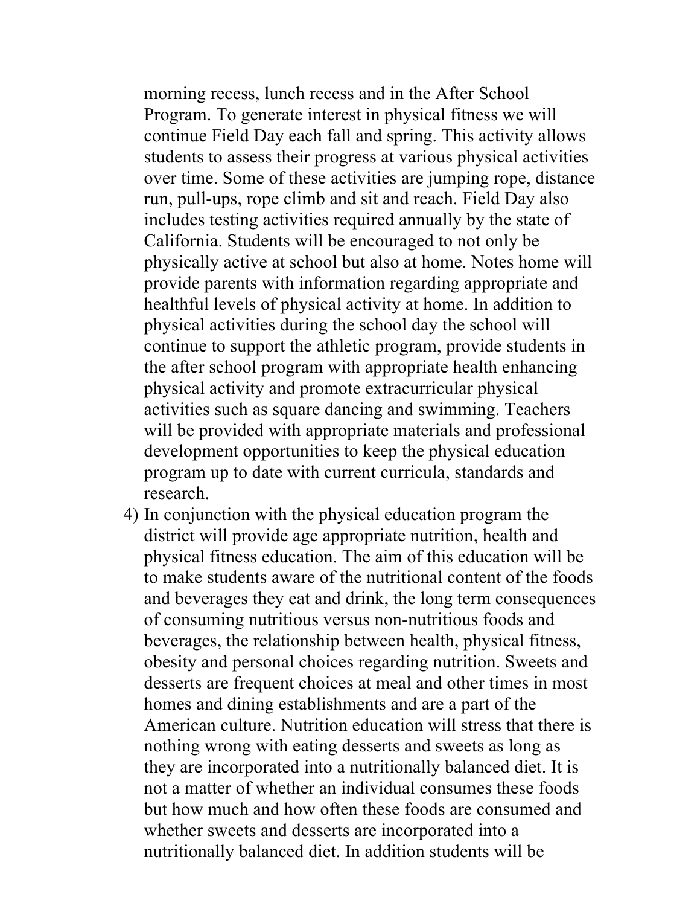morning recess, lunch recess and in the After School Program. To generate interest in physical fitness we will continue Field Day each fall and spring. This activity allows students to assess their progress at various physical activities over time. Some of these activities are jumping rope, distance run, pull-ups, rope climb and sit and reach. Field Day also includes testing activities required annually by the state of California. Students will be encouraged to not only be physically active at school but also at home. Notes home will provide parents with information regarding appropriate and healthful levels of physical activity at home. In addition to physical activities during the school day the school will continue to support the athletic program, provide students in the after school program with appropriate health enhancing physical activity and promote extracurricular physical activities such as square dancing and swimming. Teachers will be provided with appropriate materials and professional development opportunities to keep the physical education program up to date with current curricula, standards and research.

4) In conjunction with the physical education program the district will provide age appropriate nutrition, health and physical fitness education. The aim of this education will be to make students aware of the nutritional content of the foods and beverages they eat and drink, the long term consequences of consuming nutritious versus non-nutritious foods and beverages, the relationship between health, physical fitness, obesity and personal choices regarding nutrition. Sweets and desserts are frequent choices at meal and other times in most homes and dining establishments and are a part of the American culture. Nutrition education will stress that there is nothing wrong with eating desserts and sweets as long as they are incorporated into a nutritionally balanced diet. It is not a matter of whether an individual consumes these foods but how much and how often these foods are consumed and whether sweets and desserts are incorporated into a nutritionally balanced diet. In addition students will be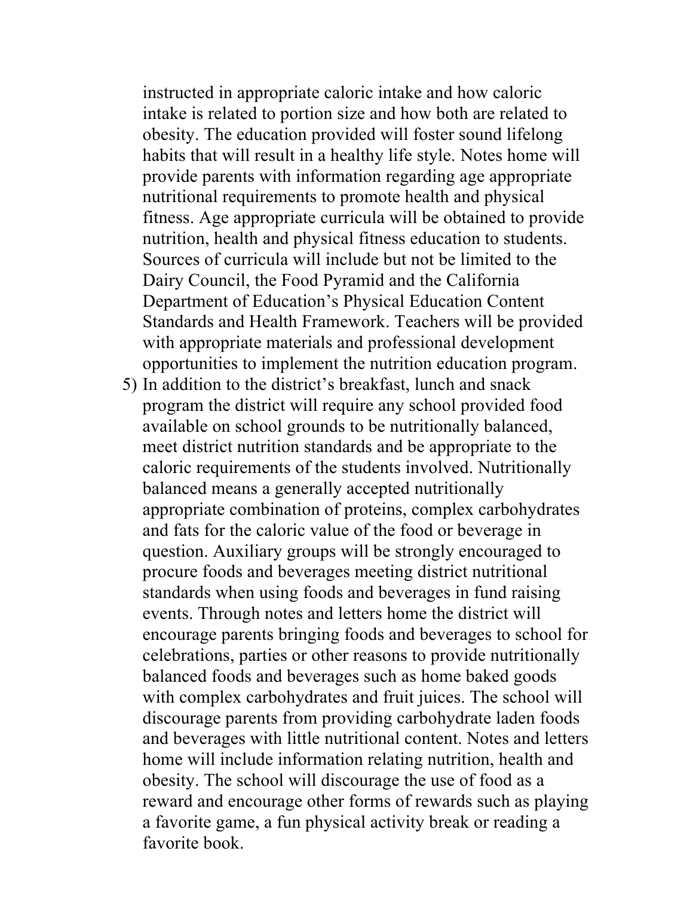instructed in appropriate caloric intake and how caloric intake is related to portion size and how both are related to obesity. The education provided will foster sound lifelong habits that will result in a healthy life style. Notes home will provide parents with information regarding age appropriate nutritional requirements to promote health and physical fitness. Age appropriate curricula will be obtained to provide nutrition, health and physical fitness education to students. Sources of curricula will include but not be limited to the Dairy Council, the Food Pyramid and the California Department of Education's Physical Education Content Standards and Health Framework. Teachers will be provided with appropriate materials and professional development opportunities to implement the nutrition education program.

5) In addition to the district's breakfast, lunch and snack program the district will require any school provided food available on school grounds to be nutritionally balanced, meet district nutrition standards and be appropriate to the caloric requirements of the students involved. Nutritionally balanced means a generally accepted nutritionally appropriate combination of proteins, complex carbohydrates and fats for the caloric value of the food or beverage in question. Auxiliary groups will be strongly encouraged to procure foods and beverages meeting district nutritional standards when using foods and beverages in fund raising events. Through notes and letters home the district will encourage parents bringing foods and beverages to school for celebrations, parties or other reasons to provide nutritionally balanced foods and beverages such as home baked goods with complex carbohydrates and fruit juices. The school will discourage parents from providing carbohydrate laden foods and beverages with little nutritional content. Notes and letters home will include information relating nutrition, health and obesity. The school will discourage the use of food as a reward and encourage other forms of rewards such as playing a favorite game, a fun physical activity break or reading a favorite book.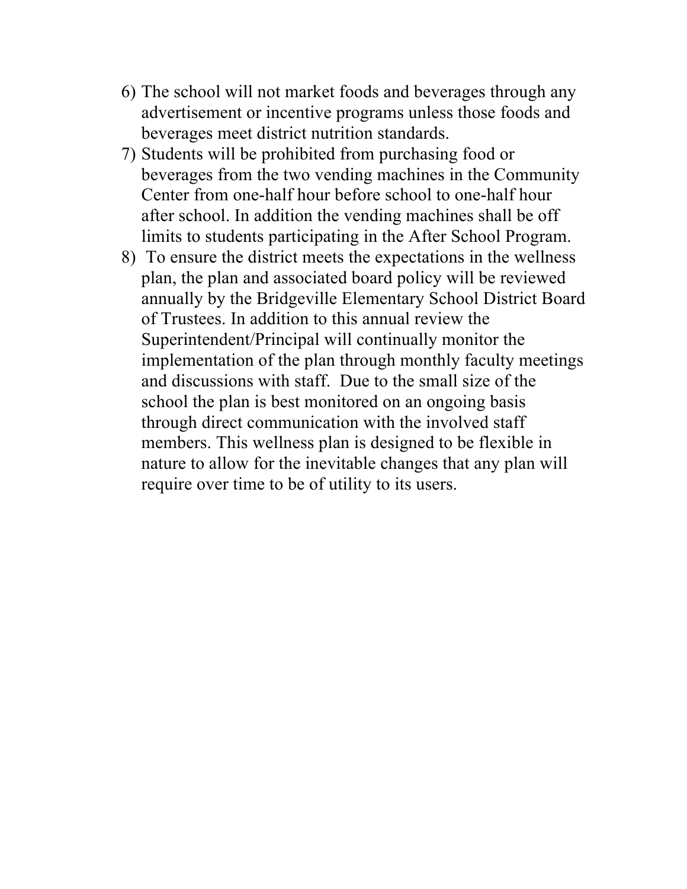6) The school will not market foods and beverages through any advertisement or incentive programs unless those foods and beverages meet district nutrition standards.
7) Students will be prohibited from purchasing food or beverages from the two vending machines in the Community Center from one-half hour before school to one-half hour after school. In addition the vending machines shall be off limits to students participating in the After School Program.
8) To ensure the district meets the expectations in the wellness plan, the plan and associated board policy will be reviewed annually by the Bridgeville Elementary School District Board of Trustees. In addition to this annual review the Superintendent/Principal will continually monitor the implementation of the plan through monthly faculty meetings and discussions with staff. Due to the small size of the school the plan is best monitored on an ongoing basis through direct communication with the involved staff members. This wellness plan is designed to be flexible in nature to allow for the inevitable changes that any plan will require over time to be of utility to its users.